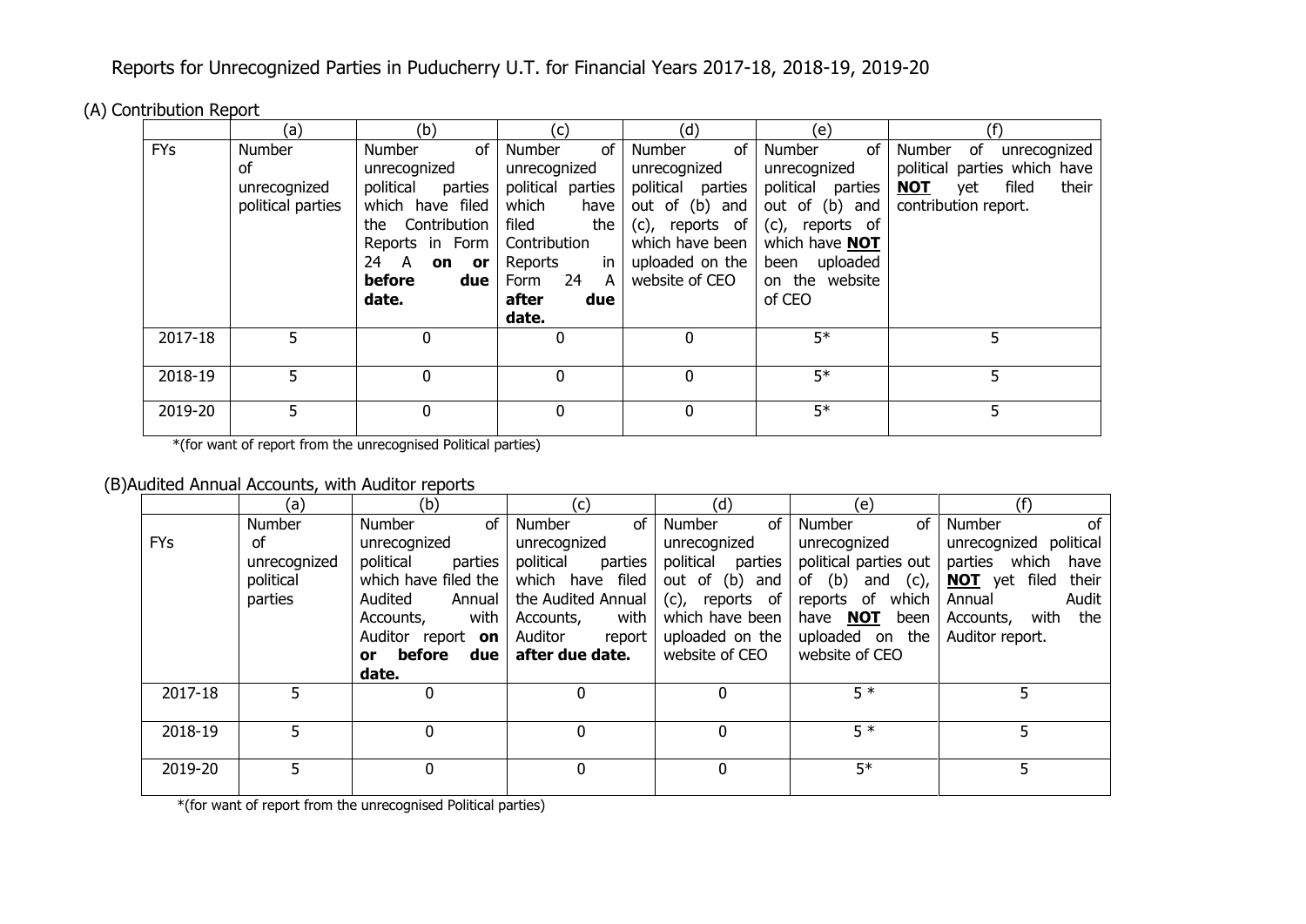# Reports for Unrecognized Parties in Puducherry U.T. for Financial Years 2017-18, 2018-19, 2019-20

## (A) Contribution Report

| | (a) | (b) | (c) | (d) | (e) | (f) |
|---|---|---|---|---|---|---|
| FYs | Number of unrecognized political parties | Number of unrecognized political parties which have filed the Contribution Reports in Form 24 A **on or before due date.** | Number of unrecognized political parties which have filed the Contribution Reports in Form 24 A **after due date.** | Number of unrecognized political parties out of (b) and (c), reports of which have been uploaded on the website of CEO | Number of unrecognized political parties out of (b) and (c), reports of which have **NOT** been uploaded on the website of CEO | Number of unrecognized political parties which have **NOT** yet filed their contribution report. |
| 2017-18 | 5 | 0 | 0 | 0 | 5* | 5 |
| 2018-19 | 5 | 0 | 0 | 0 | 5* | 5 |
| 2019-20 | 5 | 0 | 0 | 0 | 5* | 5 |

*(for want of report from the unrecognised Political parties)

## (B) Audited Annual Accounts, with Auditor reports

| | (a) | (b) | (c) | (d) | (e) | (f) |
|---|---|---|---|---|---|---|
| FYs | Number of unrecognized political parties | Number of unrecognized political parties which have filed the Audited Annual Accounts, with Auditor report **on or before due date.** | Number of unrecognized political parties which have filed the Audited Annual Accounts, with Auditor report **after due date.** | Number of unrecognized political parties out of (b) and (c), reports of which have been uploaded on the website of CEO | Number of unrecognized political parties out of (b) and (c), reports of which have **NOT** been uploaded on the website of CEO | Number of unrecognized political parties which have **NOT** yet filed their Annual Audit Accounts, with the Auditor report. |
| 2017-18 | 5 | 0 | 0 | 0 | 5 * | 5 |
| 2018-19 | 5 | 0 | 0 | 0 | 5 * | 5 |
| 2019-20 | 5 | 0 | 0 | 0 | 5* | 5 |

*(for want of report from the unrecognised Political parties)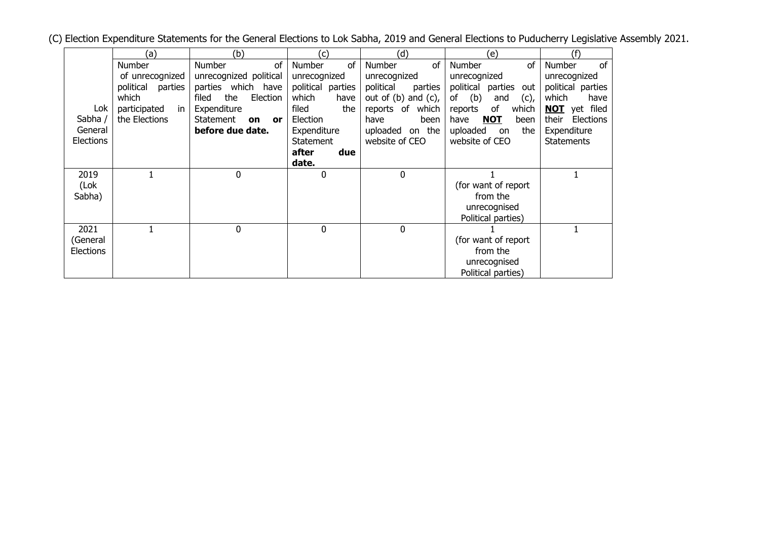(C) Election Expenditure Statements for the General Elections to Lok Sabha, 2019 and General Elections to Puducherry Legislative Assembly 2021.

| | (a) | (b) | (c) | (d) | (e) | (f) |
|---|---|---|---|---|---|---|
| Lok Sabha / General Elections | Number of unrecognized political parties which participated in the Elections | Number of unrecognized political parties which have filed the Election Expenditure Statement **on or before due date.** | Number of unrecognized political parties which have filed the Election Expenditure Statement **after due date.** | Number of unrecognized political parties out of (b) and (c), reports of which have been uploaded on the website of CEO | Number of unrecognized political parties out of (b) and (c), reports of which have **NOT** been uploaded on the website of CEO | Number of unrecognized political parties which have **NOT** yet filed their Elections Expenditure Statements |
| 2019 (Lok Sabha) | 1 | 0 | 0 | 0 | 1 (for want of report from the unrecognised Political parties) | 1 |
| 2021 (General Elections | 1 | 0 | 0 | 0 | 1 (for want of report from the unrecognised Political parties) | 1 |